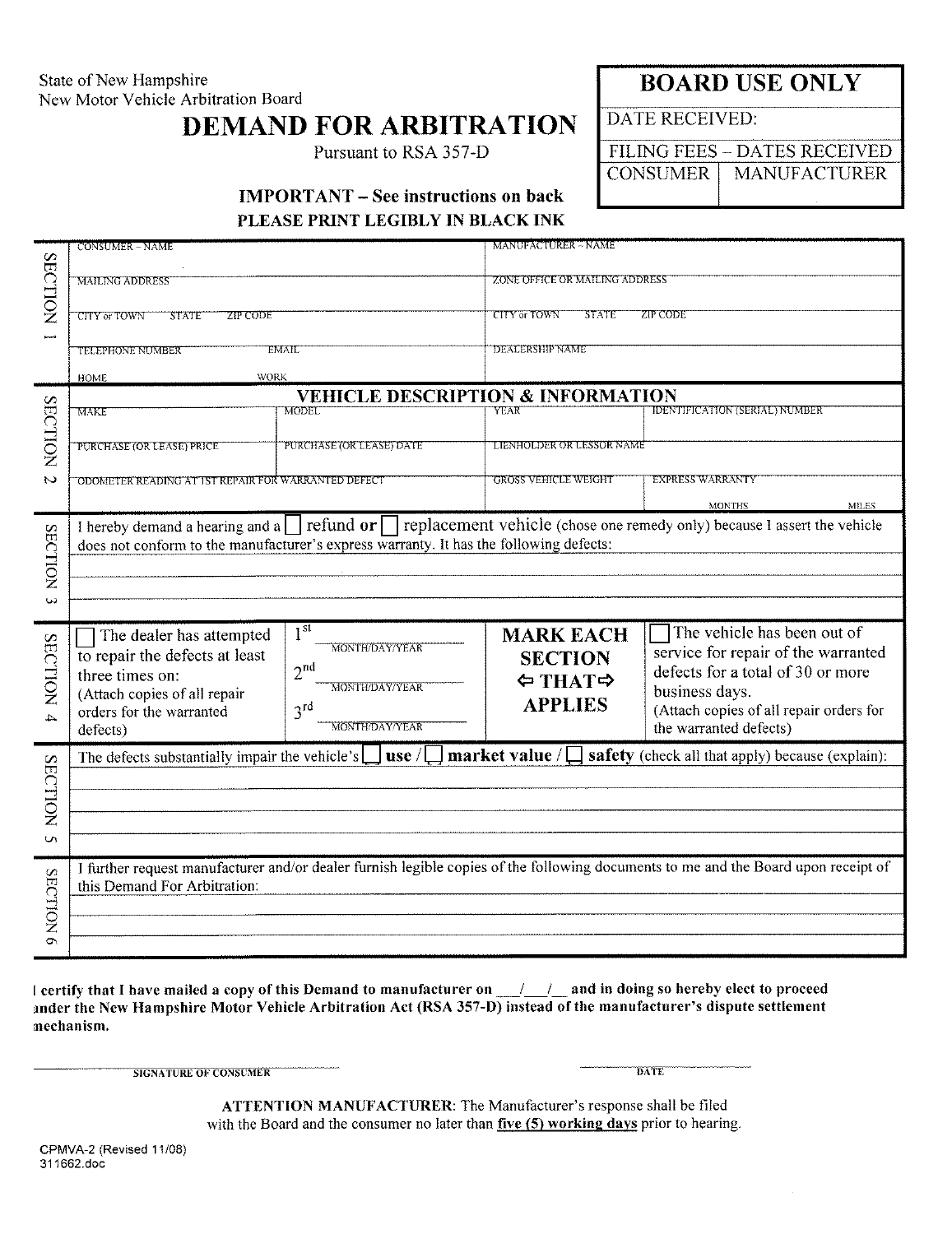State of New Hampshire
New Motor Vehicle Arbitration Board

# DEMAND FOR ARBITRATION

Pursuant to RSA 357-D

**IMPORTANT – See instructions on back**
**PLEASE PRINT LEGIBLY IN BLACK INK**

| BOARD USE ONLY | |
|---|---|
| DATE RECEIVED: | |
| FILING FEES – DATES RECEIVED | |
| CONSUMER | MANUFACTURER |

## SECTION 1

| CONSUMER – NAME | MANUFACTURER – NAME |
|---|---|
| MAILING ADDRESS | ZONE OFFICE OR MAILING ADDRESS |
| CITY or TOWN STATE ZIP CODE | CITY or TOWN STATE ZIP CODE |
| TELEPHONE NUMBER EMAIL<br>HOME WORK | DEALERSHIP NAME |

## SECTION 2

**VEHICLE DESCRIPTION & INFORMATION**

| MAKE | MODEL | YEAR | IDENTIFICATION (SERIAL) NUMBER |
|---|---|---|---|
| PURCHASE (OR LEASE) PRICE | PURCHASE (OR LEASE) DATE | LIENHOLDER OR LESSOR NAME | |
| ODOMETER READING AT 1ST REPAIR FOR WARRANTED DEFECT | | GROSS VEHICLE WEIGHT | EXPRESS WARRANTY<br>MONTHS MILES |

## SECTION 3

I hereby demand a hearing and a ☐ **refund or** ☐ replacement vehicle (chose one remedy only) because I assert the vehicle does not conform to the manufacturer's express warranty. It has the following defects:

## SECTION 4

| ☐ The dealer has attempted to repair the defects at least three times on:<br>(Attach copies of all repair orders for the warranted defects) | 1st ______ MONTH/DAY/YEAR<br>2nd ______ MONTH/DAY/YEAR<br>3rd ______ MONTH/DAY/YEAR | **MARK EACH SECTION ⇦ THAT⇨ APPLIES** | ☐ The vehicle has been out of service for repair of the warranted defects for a total of 30 or more business days.<br>(Attach copies of all repair orders for the warranted defects) |
|---|---|---|---|

## SECTION 5

The defects substantially impair the vehicle's ☐ **use** / ☐ **market value** / ☐ **safety** (check all that apply) because (explain):

## SECTION 6

I further request manufacturer and/or dealer furnish legible copies of the following documents to me and the Board upon receipt of this Demand For Arbitration:

**I certify that I have mailed a copy of this Demand to manufacturer on \_\_\_/\_\_\_/\_\_\_ and in doing so hereby elect to proceed under the New Hampshire Motor Vehicle Arbitration Act (RSA 357-D) instead of the manufacturer's dispute settlement mechanism.**

SIGNATURE OF CONSUMER ______________________ DATE ______________

**ATTENTION MANUFACTURER**: The Manufacturer's response shall be filed with the Board and the consumer no later than **five (5) working days** prior to hearing.

CPMVA-2 (Revised 11/08)
311662.doc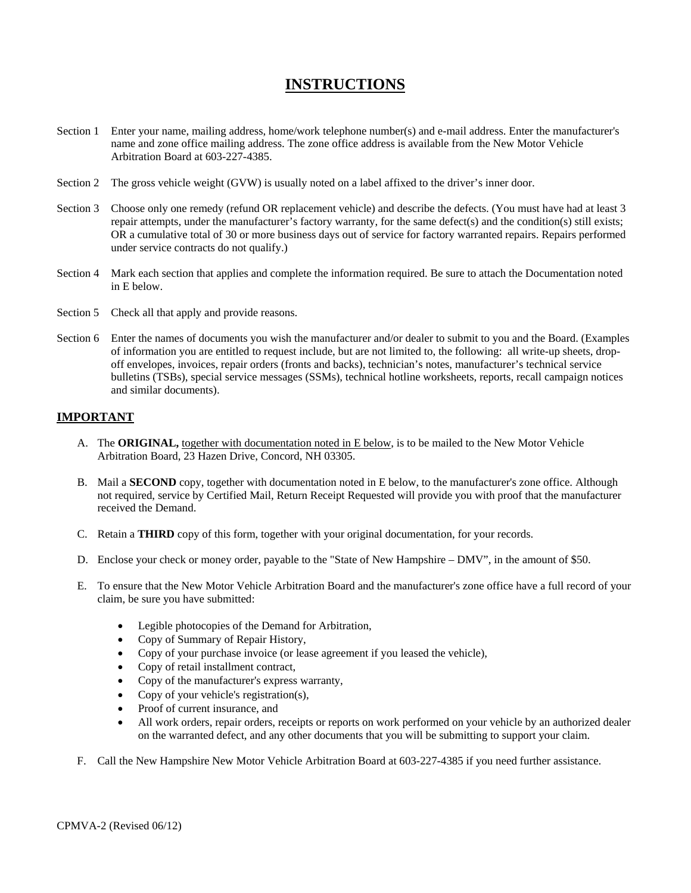# INSTRUCTIONS

Section 1 Enter your name, mailing address, home/work telephone number(s) and e-mail address. Enter the manufacturer's name and zone office mailing address. The zone office address is available from the New Motor Vehicle Arbitration Board at 603-227-4385.

Section 2 The gross vehicle weight (GVW) is usually noted on a label affixed to the driver's inner door.

Section 3 Choose only one remedy (refund OR replacement vehicle) and describe the defects. (You must have had at least 3 repair attempts, under the manufacturer's factory warranty, for the same defect(s) and the condition(s) still exists; OR a cumulative total of 30 or more business days out of service for factory warranted repairs. Repairs performed under service contracts do not qualify.)

Section 4 Mark each section that applies and complete the information required. Be sure to attach the Documentation noted in E below.

Section 5 Check all that apply and provide reasons.

Section 6 Enter the names of documents you wish the manufacturer and/or dealer to submit to you and the Board. (Examples of information you are entitled to request include, but are not limited to, the following: all write-up sheets, drop-off envelopes, invoices, repair orders (fronts and backs), technician's notes, manufacturer's technical service bulletins (TSBs), special service messages (SSMs), technical hotline worksheets, reports, recall campaign notices and similar documents).

## IMPORTANT

A. The **ORIGINAL,** together with documentation noted in E below, is to be mailed to the New Motor Vehicle Arbitration Board, 23 Hazen Drive, Concord, NH 03305.

B. Mail a **SECOND** copy, together with documentation noted in E below, to the manufacturer's zone office. Although not required, service by Certified Mail, Return Receipt Requested will provide you with proof that the manufacturer received the Demand.

C. Retain a **THIRD** copy of this form, together with your original documentation, for your records.

D. Enclose your check or money order, payable to the "State of New Hampshire – DMV", in the amount of $50.

E. To ensure that the New Motor Vehicle Arbitration Board and the manufacturer's zone office have a full record of your claim, be sure you have submitted:

- Legible photocopies of the Demand for Arbitration,
- Copy of Summary of Repair History,
- Copy of your purchase invoice (or lease agreement if you leased the vehicle),
- Copy of retail installment contract,
- Copy of the manufacturer's express warranty,
- Copy of your vehicle's registration(s),
- Proof of current insurance, and
- All work orders, repair orders, receipts or reports on work performed on your vehicle by an authorized dealer on the warranted defect, and any other documents that you will be submitting to support your claim.

F. Call the New Hampshire New Motor Vehicle Arbitration Board at 603-227-4385 if you need further assistance.

CPMVA-2 (Revised 06/12)